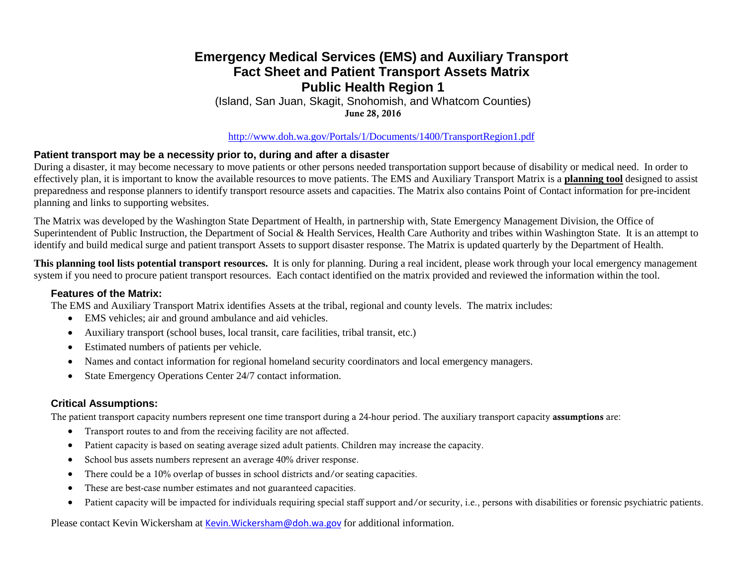# Emergency Medical Services (EMS) and Auxiliary Transport Fact Sheet and Patient Transport Assets Matrix Public Health Region 1

(Island, San Juan, Skagit, Snohomish, and Whatcom Counties)

**June 28, 2016**

http://www.doh.wa.gov/Portals/1/Documents/1400/TransportRegion1.pdf

### Patient transport may be a necessity prior to, during and after a disaster

During a disaster, it may become necessary to move patients or other persons needed transportation support because of disability or medical need. In order to effectively plan, it is important to know the available resources to move patients. The EMS and Auxiliary Transport Matrix is a **planning tool** designed to assist preparedness and response planners to identify transport resource assets and capacities. The Matrix also contains Point of Contact information for pre-incident planning and links to supporting websites.

The Matrix was developed by the Washington State Department of Health, in partnership with, State Emergency Management Division, the Office of Superintendent of Public Instruction, the Department of Social & Health Services, Health Care Authority and tribes within Washington State. It is an attempt to identify and build medical surge and patient transport Assets to support disaster response. The Matrix is updated quarterly by the Department of Health.

**This planning tool lists potential transport resources.** It is only for planning. During a real incident, please work through your local emergency management system if you need to procure patient transport resources. Each contact identified on the matrix provided and reviewed the information within the tool.

### Features of the Matrix:

The EMS and Auxiliary Transport Matrix identifies Assets at the tribal, regional and county levels. The matrix includes:

- EMS vehicles; air and ground ambulance and aid vehicles.
- Auxiliary transport (school buses, local transit, care facilities, tribal transit, etc.)
- Estimated numbers of patients per vehicle.
- Names and contact information for regional homeland security coordinators and local emergency managers.
- State Emergency Operations Center 24/7 contact information.

### Critical Assumptions:

The patient transport capacity numbers represent one time transport during a 24-hour period. The auxiliary transport capacity **assumptions** are:

- Transport routes to and from the receiving facility are not affected.
- Patient capacity is based on seating average sized adult patients. Children may increase the capacity.
- School bus assets numbers represent an average 40% driver response.
- There could be a 10% overlap of busses in school districts and/or seating capacities.
- These are best-case number estimates and not guaranteed capacities.
- Patient capacity will be impacted for individuals requiring special staff support and/or security, i.e., persons with disabilities or forensic psychiatric patients.

Please contact Kevin Wickersham at Kevin.Wickersham@doh.wa.gov for additional information.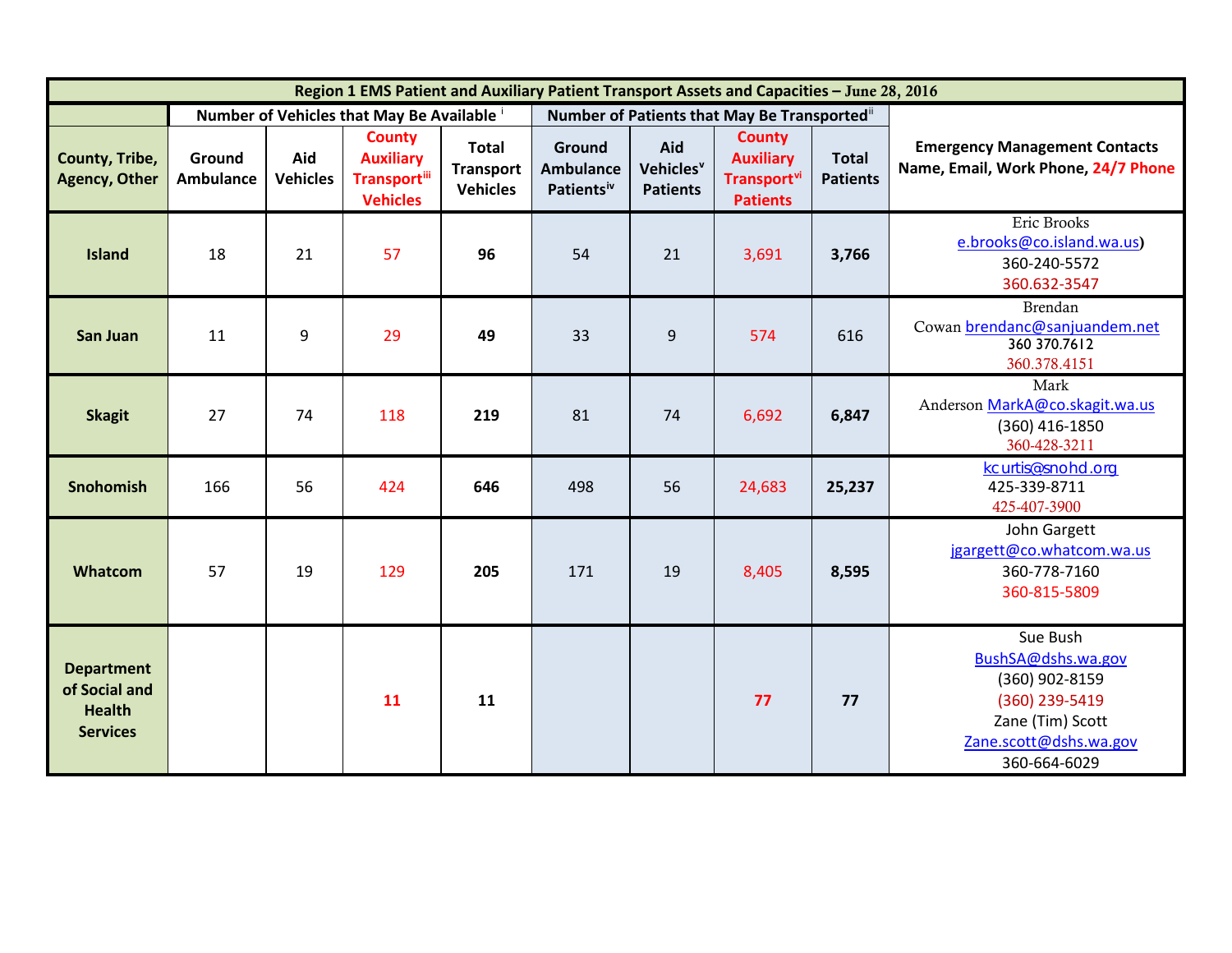| Region 1 EMS Patient and Auxiliary Patient Transport Assets and Capacities – June 28, 2016 | | | | | | | | | |
|---|---|---|---|---|---|---|---|---|---|
| | Number of Vehicles that May Be Available [i] | | | | Number of Patients that May Be Transported[ii] | | | | Emergency Management Contacts Name, Email, Work Phone, 24/7 Phone |
| County, Tribe, Agency, Other | Ground Ambulance | Aid Vehicles | County Auxiliary Transport[iii] Vehicles | Total Transport Vehicles | Ground Ambulance Patients[iv] | Aid Vehicles[v] Patients | County Auxiliary Transport[vi] Patients | Total Patients | |
| **Island** | 18 | 21 | 57 | **96** | 54 | 21 | 3,691 | **3,766** | Eric Brooks e.brooks@co.island.wa.us) 360-240-5572 360.632-3547 |
| **San Juan** | 11 | 9 | 29 | **49** | 33 | 9 | 574 | 616 | Brendan Cowan brendanc@sanjuandem.net 360 370.7612 360.378.4151 |
| **Skagit** | 27 | 74 | 118 | **219** | 81 | 74 | 6,692 | **6,847** | Mark Anderson MarkA@co.skagit.wa.us (360) 416-1850 360-428-3211 |
| **Snohomish** | 166 | 56 | 424 | **646** | 498 | 56 | 24,683 | **25,237** | kcurtis@snohd.org 425-339-8711 425-407-3900 |
| **Whatcom** | 57 | 19 | 129 | **205** | 171 | 19 | 8,405 | **8,595** | John Gargett jgargett@co.whatcom.wa.us 360-778-7160 360-815-5809 |
| **Department of Social and Health Services** | | | **11** | **11** | | | **77** | **77** | Sue Bush BushSA@dshs.wa.gov (360) 902-8159 (360) 239-5419 Zane (Tim) Scott Zane.scott@dshs.wa.gov 360-664-6029 |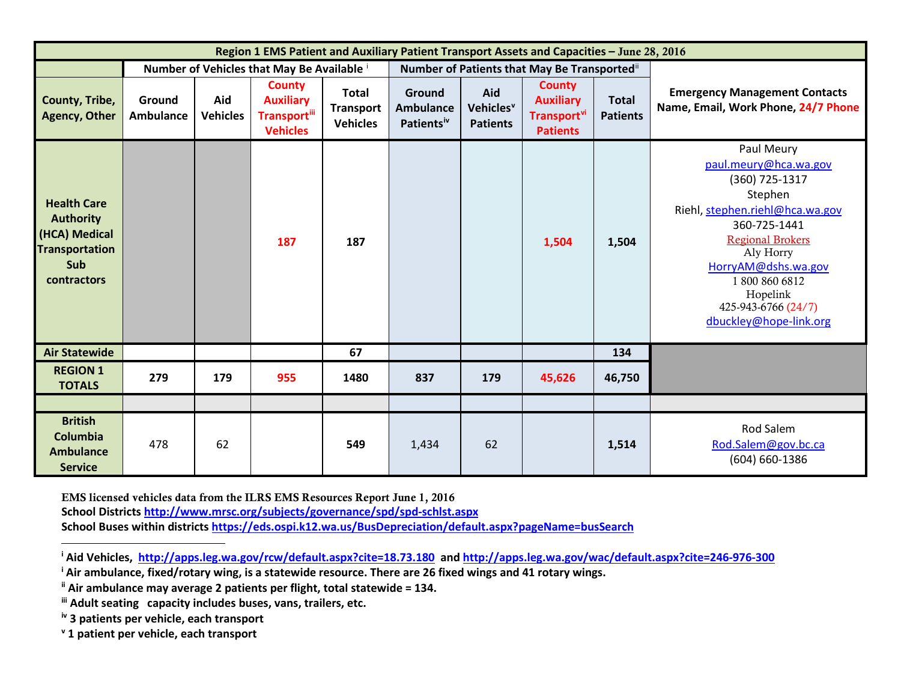| Region 1 EMS Patient and Auxiliary Patient Transport Assets and Capacities – June 28, 2016 | | | | | | | | | |
|---|---|---|---|---|---|---|---|---|---|
| | Number of Vehicles that May Be Available [i] | | | | Number of Patients that May Be Transported[ii] | | | | |
| County, Tribe, Agency, Other | Ground Ambulance | Aid Vehicles | County Auxiliary Transport[iii] Vehicles | Total Transport Vehicles | Ground Ambulance Patients[iv] | Aid Vehicles[v] Patients | County Auxiliary Transport[vi] Patients | Total Patients | Emergency Management Contacts Name, Email, Work Phone, 24/7 Phone |
| Health Care Authority (HCA) Medical Transportation Sub contractors | | | 187 | 187 | | | 1,504 | 1,504 | Paul Meury paul.meury@hca.wa.gov (360) 725-1317 Stephen Riehl, stephen.riehl@hca.wa.gov 360-725-1441 Regional Brokers Aly Horry HorryAM@dshs.wa.gov 1 800 860 6812 Hopelink 425-943-6766 (24/7) dbuckley@hope-link.org |
| Air Statewide | | | | 67 | | | | 134 | |
| REGION 1 TOTALS | 279 | 179 | 955 | 1480 | 837 | 179 | 45,626 | 46,750 | |
| | | | | | | | | | |
| British Columbia Ambulance Service | 478 | 62 | | 549 | 1,434 | 62 | | 1,514 | Rod Salem Rod.Salem@gov.bc.ca (604) 660-1386 |

EMS licensed vehicles data from the ILRS EMS Resources Report June 1, 2016
**School Districts http://www.mrsc.org/subjects/governance/spd/spd-schlst.aspx**
**School Buses within districts https://eds.ospi.k12.wa.us/BusDepreciation/default.aspx?pageName=busSearch**

---

[i] **Aid Vehicles, http://apps.leg.wa.gov/rcw/default.aspx?cite=18.73.180 and http://apps.leg.wa.gov/wac/default.aspx?cite=246-976-300**
[i] **Air ambulance, fixed/rotary wing, is a statewide resource. There are 26 fixed wings and 41 rotary wings.**
[ii] **Air ambulance may average 2 patients per flight, total statewide = 134.**
[iii] **Adult seating capacity includes buses, vans, trailers, etc.**
[iv] **3 patients per vehicle, each transport**
[v] **1 patient per vehicle, each transport**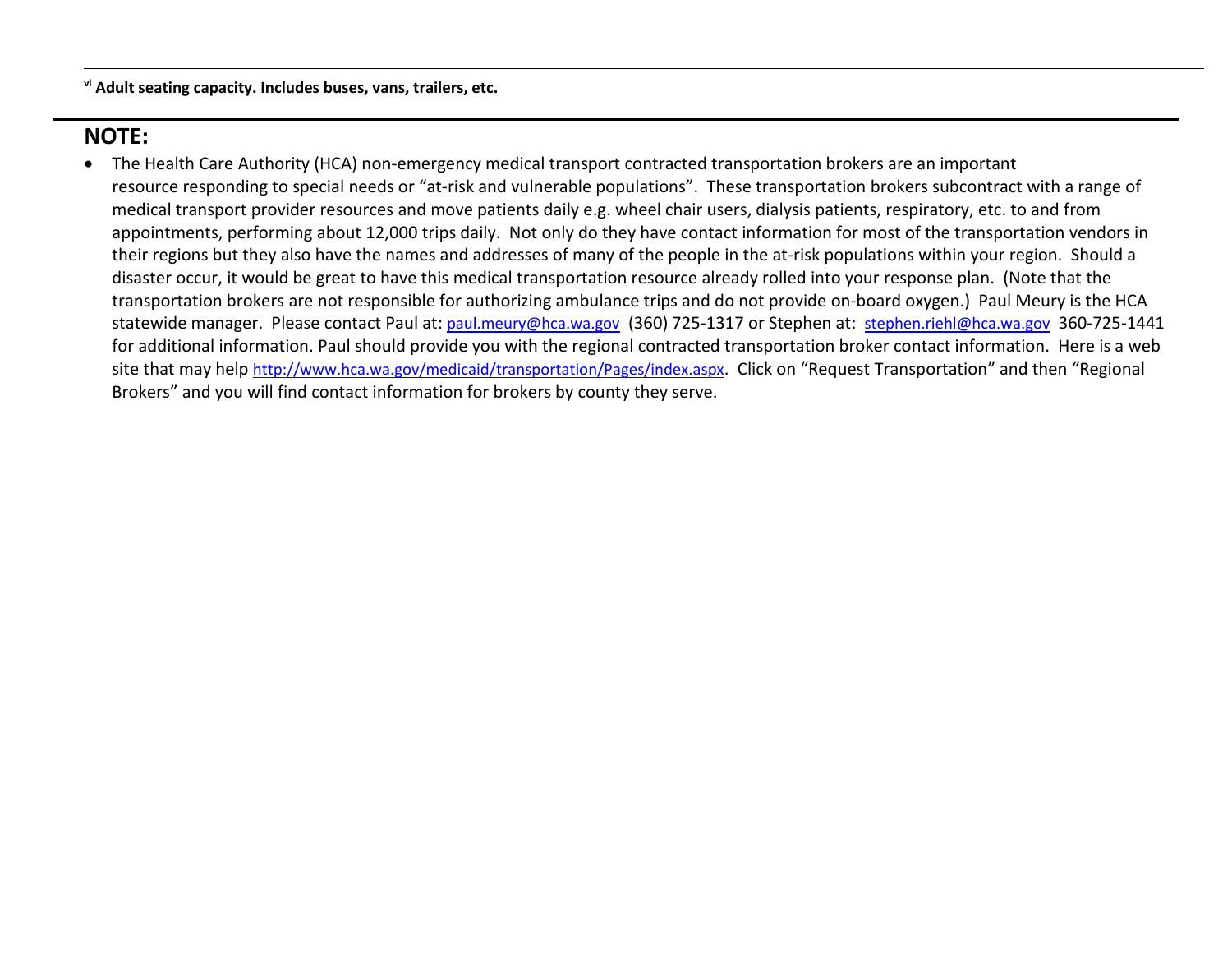[vi] **Adult seating capacity. Includes buses, vans, trailers, etc.**

## NOTE:

- The Health Care Authority (HCA) non-emergency medical transport contracted transportation brokers are an important resource responding to special needs or "at-risk and vulnerable populations". These transportation brokers subcontract with a range of medical transport provider resources and move patients daily e.g. wheel chair users, dialysis patients, respiratory, etc. to and from appointments, performing about 12,000 trips daily. Not only do they have contact information for most of the transportation vendors in their regions but they also have the names and addresses of many of the people in the at-risk populations within your region. Should a disaster occur, it would be great to have this medical transportation resource already rolled into your response plan. (Note that the transportation brokers are not responsible for authorizing ambulance trips and do not provide on-board oxygen.) Paul Meury is the HCA statewide manager. Please contact Paul at: paul.meury@hca.wa.gov (360) 725-1317 or Stephen at: stephen.riehl@hca.wa.gov 360-725-1441 for additional information. Paul should provide you with the regional contracted transportation broker contact information. Here is a web site that may help http://www.hca.wa.gov/medicaid/transportation/Pages/index.aspx. Click on "Request Transportation" and then "Regional Brokers" and you will find contact information for brokers by county they serve.